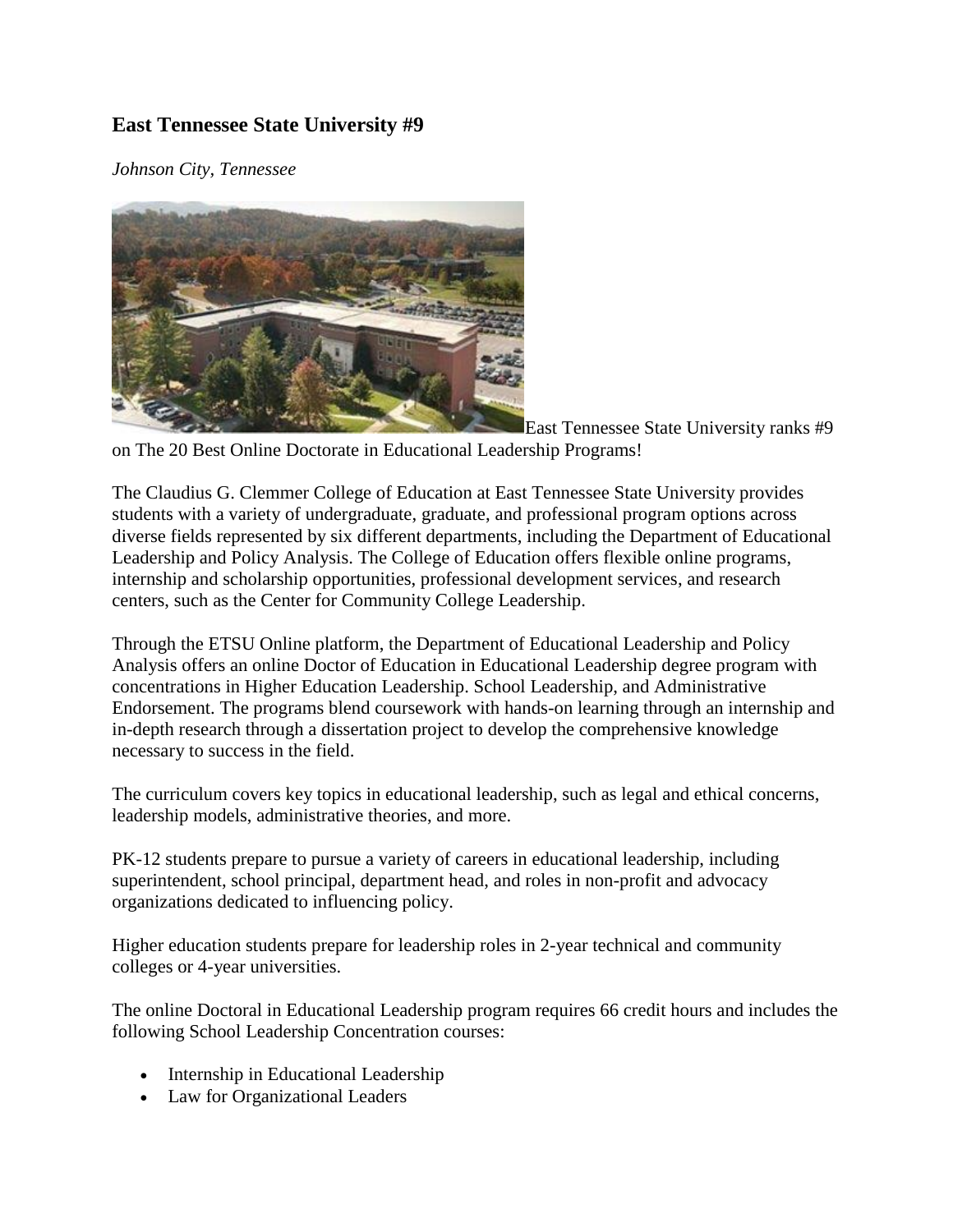## East Tennessee State University #9

*Johnson City, Tennessee*

East Tennessee State University ranks #9 on The 20 Best Online Doctorate in Educational Leadership Programs!

The Claudius G. Clemmer College of Education at East Tennessee State University provides students with a variety of undergraduate, graduate, and professional program options across diverse fields represented by six different departments, including the Department of Educational Leadership and Policy Analysis. The College of Education offers flexible online programs, internship and scholarship opportunities, professional development services, and research centers, such as the Center for Community College Leadership.

Through the ETSU Online platform, the Department of Educational Leadership and Policy Analysis offers an online Doctor of Education in Educational Leadership degree program with concentrations in Higher Education Leadership. School Leadership, and Administrative Endorsement. The programs blend coursework with hands-on learning through an internship and in-depth research through a dissertation project to develop the comprehensive knowledge necessary to success in the field.

The curriculum covers key topics in educational leadership, such as legal and ethical concerns, leadership models, administrative theories, and more.

PK-12 students prepare to pursue a variety of careers in educational leadership, including superintendent, school principal, department head, and roles in non-profit and advocacy organizations dedicated to influencing policy.

Higher education students prepare for leadership roles in 2-year technical and community colleges or 4-year universities.

The online Doctoral in Educational Leadership program requires 66 credit hours and includes the following School Leadership Concentration courses:

- Internship in Educational Leadership
- Law for Organizational Leaders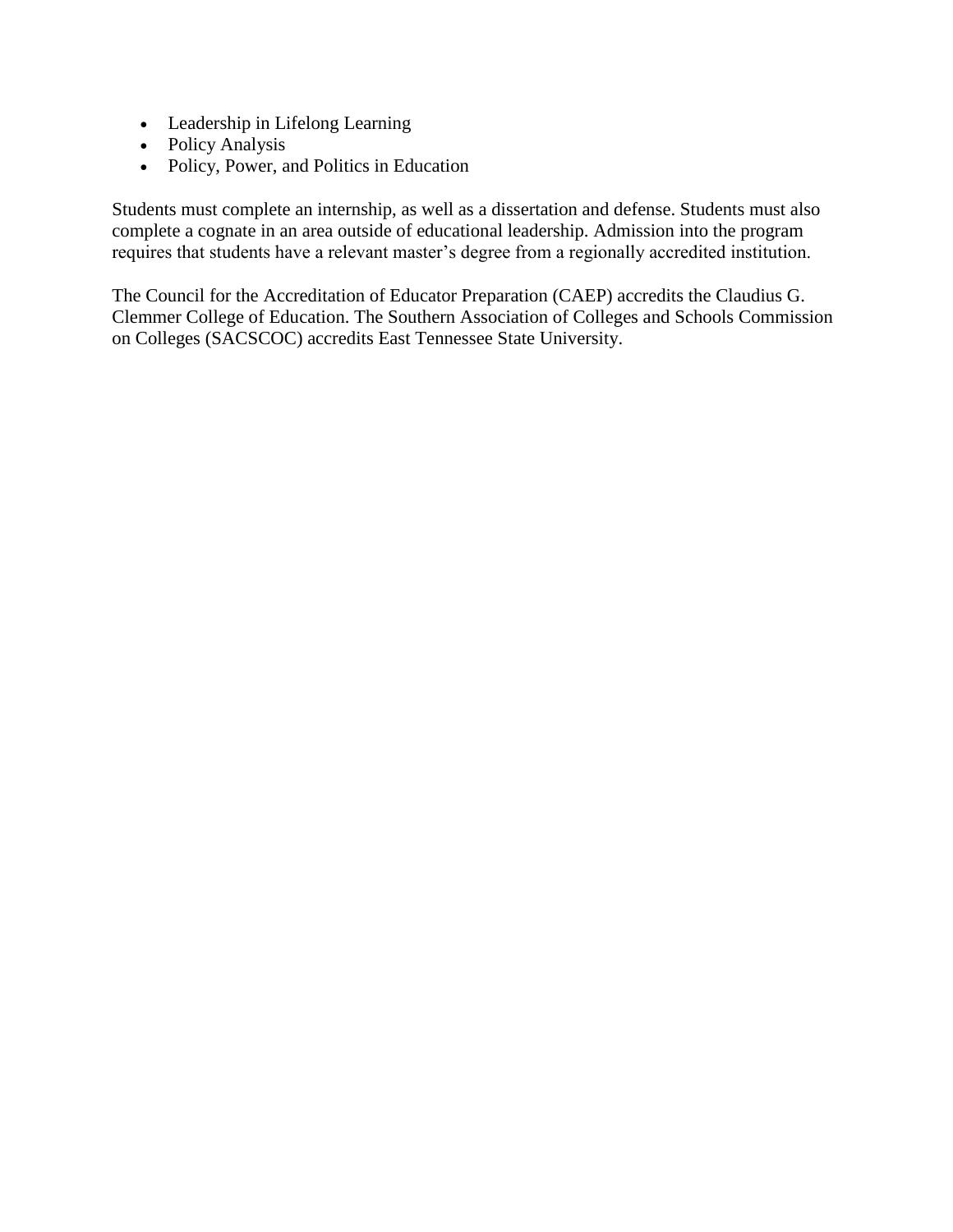- Leadership in Lifelong Learning
- Policy Analysis
- Policy, Power, and Politics in Education

Students must complete an internship, as well as a dissertation and defense. Students must also complete a cognate in an area outside of educational leadership. Admission into the program requires that students have a relevant master's degree from a regionally accredited institution.

The Council for the Accreditation of Educator Preparation (CAEP) accredits the Claudius G. Clemmer College of Education. The Southern Association of Colleges and Schools Commission on Colleges (SACSCOC) accredits East Tennessee State University.